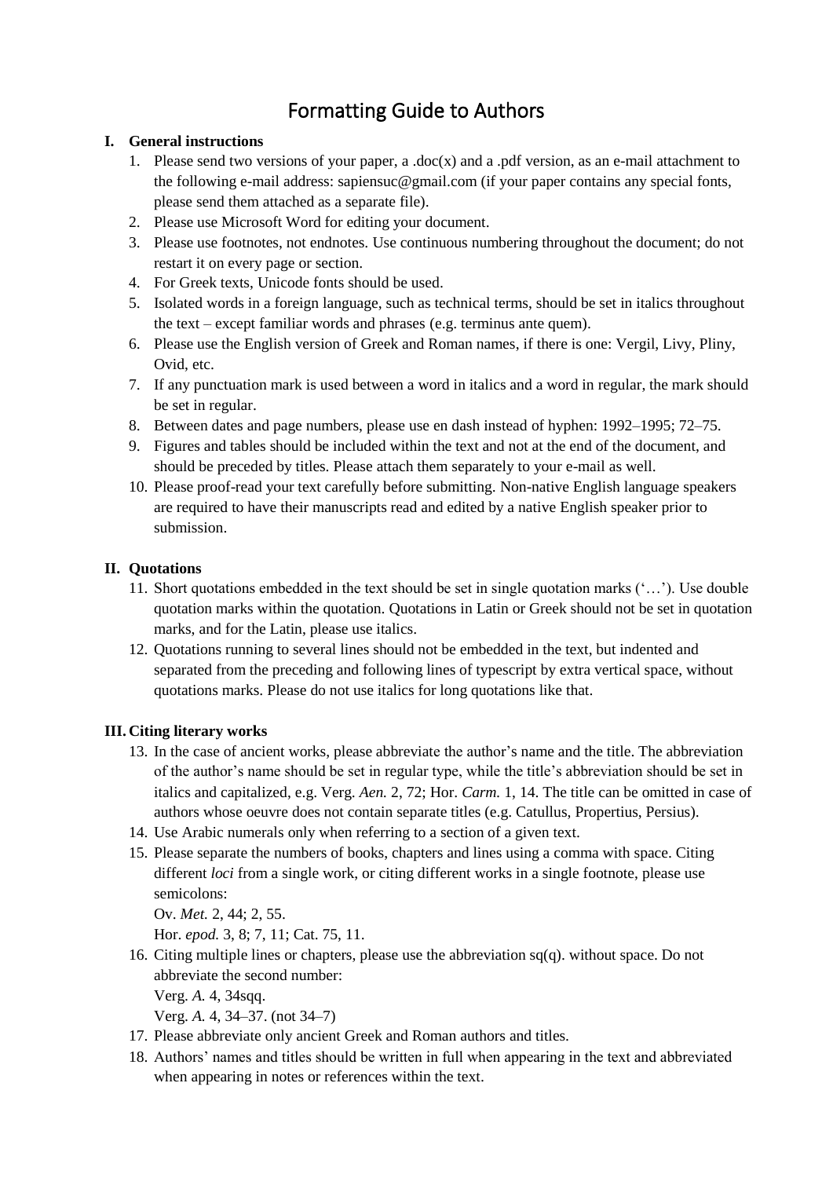# Formatting Guide to Authors

## I. General instructions

1. Please send two versions of your paper, a .doc(x) and a .pdf version, as an e-mail attachment to the following e-mail address: sapiensuc@gmail.com (if your paper contains any special fonts, please send them attached as a separate file).
2. Please use Microsoft Word for editing your document.
3. Please use footnotes, not endnotes. Use continuous numbering throughout the document; do not restart it on every page or section.
4. For Greek texts, Unicode fonts should be used.
5. Isolated words in a foreign language, such as technical terms, should be set in italics throughout the text – except familiar words and phrases (e.g. terminus ante quem).
6. Please use the English version of Greek and Roman names, if there is one: Vergil, Livy, Pliny, Ovid, etc.
7. If any punctuation mark is used between a word in italics and a word in regular, the mark should be set in regular.
8. Between dates and page numbers, please use en dash instead of hyphen: 1992–1995; 72–75.
9. Figures and tables should be included within the text and not at the end of the document, and should be preceded by titles. Please attach them separately to your e-mail as well.
10. Please proof-read your text carefully before submitting. Non-native English language speakers are required to have their manuscripts read and edited by a native English speaker prior to submission.

## II. Quotations

11. Short quotations embedded in the text should be set in single quotation marks ('…'). Use double quotation marks within the quotation. Quotations in Latin or Greek should not be set in quotation marks, and for the Latin, please use italics.
12. Quotations running to several lines should not be embedded in the text, but indented and separated from the preceding and following lines of typescript by extra vertical space, without quotations marks. Please do not use italics for long quotations like that.

## III. Citing literary works

13. In the case of ancient works, please abbreviate the author's name and the title. The abbreviation of the author's name should be set in regular type, while the title's abbreviation should be set in italics and capitalized, e.g. Verg. *Aen.* 2, 72; Hor. *Carm.* 1, 14. The title can be omitted in case of authors whose oeuvre does not contain separate titles (e.g. Catullus, Propertius, Persius).
14. Use Arabic numerals only when referring to a section of a given text.
15. Please separate the numbers of books, chapters and lines using a comma with space. Citing different *loci* from a single work, or citing different works in a single footnote, please use semicolons:

    Ov. *Met.* 2, 44; 2, 55.

    Hor. *epod.* 3, 8; 7, 11; Cat. 75, 11.
16. Citing multiple lines or chapters, please use the abbreviation sq(q). without space. Do not abbreviate the second number:

    Verg. *A.* 4, 34sqq.

    Verg. *A.* 4, 34–37. (not 34–7)
17. Please abbreviate only ancient Greek and Roman authors and titles.
18. Authors' names and titles should be written in full when appearing in the text and abbreviated when appearing in notes or references within the text.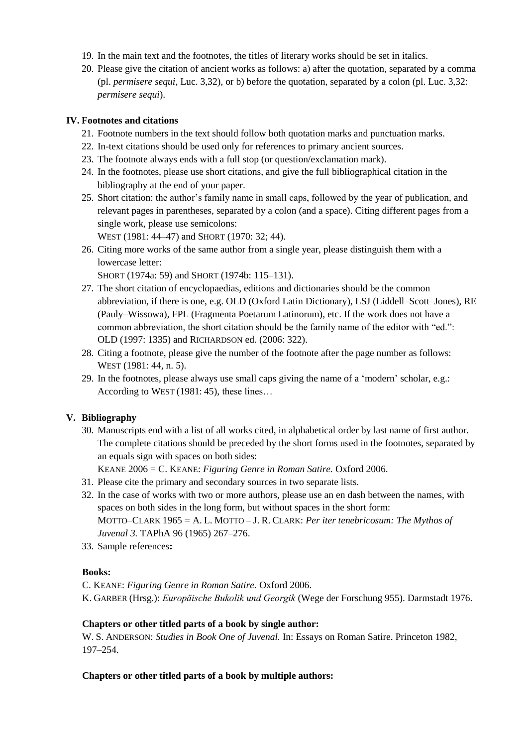19. In the main text and the footnotes, the titles of literary works should be set in italics.
20. Please give the citation of ancient works as follows: a) after the quotation, separated by a comma (pl. *permisere sequi*, Luc. 3,32), or b) before the quotation, separated by a colon (pl. Luc. 3,32: *permisere sequi*).

**IV. Footnotes and citations**

21. Footnote numbers in the text should follow both quotation marks and punctuation marks.
22. In-text citations should be used only for references to primary ancient sources.
23. The footnote always ends with a full stop (or question/exclamation mark).
24. In the footnotes, please use short citations, and give the full bibliographical citation in the bibliography at the end of your paper.
25. Short citation: the author's family name in small caps, followed by the year of publication, and relevant pages in parentheses, separated by a colon (and a space). Citing different pages from a single work, please use semicolons:
    WEST (1981: 44–47) and SHORT (1970: 32; 44).
26. Citing more works of the same author from a single year, please distinguish them with a lowercase letter:
    SHORT (1974a: 59) and SHORT (1974b: 115–131).
27. The short citation of encyclopaedias, editions and dictionaries should be the common abbreviation, if there is one, e.g. OLD (Oxford Latin Dictionary), LSJ (Liddell–Scott–Jones), RE (Pauly–Wissowa), FPL (Fragmenta Poetarum Latinorum), etc. If the work does not have a common abbreviation, the short citation should be the family name of the editor with "ed.":
    OLD (1997: 1335) and RICHARDSON ed. (2006: 322).
28. Citing a footnote, please give the number of the footnote after the page number as follows:
    WEST (1981: 44, n. 5).
29. In the footnotes, please always use small caps giving the name of a 'modern' scholar, e.g.:
    According to WEST (1981: 45), these lines…

**V. Bibliography**

30. Manuscripts end with a list of all works cited, in alphabetical order by last name of first author. The complete citations should be preceded by the short forms used in the footnotes, separated by an equals sign with spaces on both sides:
    KEANE 2006 = C. KEANE: *Figuring Genre in Roman Satire.* Oxford 2006.
31. Please cite the primary and secondary sources in two separate lists.
32. In the case of works with two or more authors, please use an en dash between the names, with spaces on both sides in the long form, but without spaces in the short form:
    MOTTO–CLARK 1965 = A. L. MOTTO – J. R. CLARK: *Per iter tenebricosum: The Mythos of Juvenal 3.* TAPhA 96 (1965) 267–276.
33. Sample references**:**

**Books:**

C. KEANE: *Figuring Genre in Roman Satire.* Oxford 2006.
K. GARBER (Hrsg.): *Europäische Bukolik und Georgik* (Wege der Forschung 955). Darmstadt 1976.

**Chapters or other titled parts of a book by single author:**

W. S. ANDERSON: *Studies in Book One of Juvenal.* In: Essays on Roman Satire. Princeton 1982, 197–254.

**Chapters or other titled parts of a book by multiple authors:**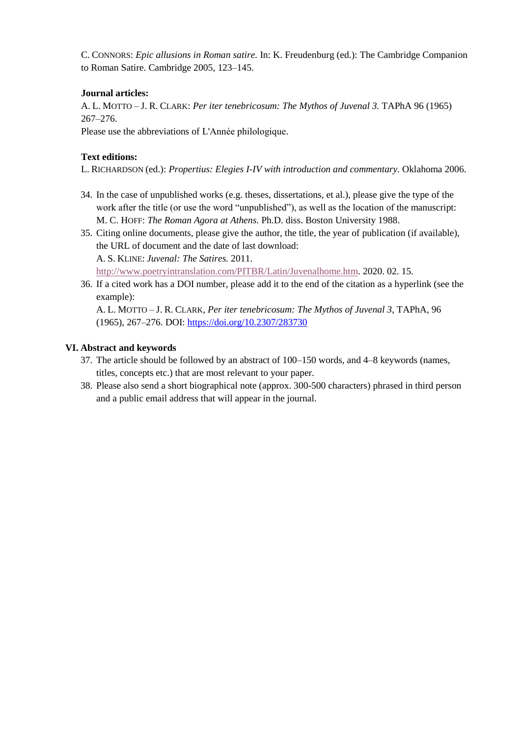C. CONNORS: *Epic allusions in Roman satire.* In: K. Freudenburg (ed.): The Cambridge Companion to Roman Satire. Cambridge 2005, 123–145.

**Journal articles:**

A. L. MOTTO – J. R. CLARK: *Per iter tenebricosum: The Mythos of Juvenal 3.* TAPhA 96 (1965) 267–276.

Please use the abbreviations of L'Année philologique.

**Text editions:**

L. RICHARDSON (ed.): *Propertius: Elegies I-IV with introduction and commentary.* Oklahoma 2006.

34. In the case of unpublished works (e.g. theses, dissertations, et al.), please give the type of the work after the title (or use the word "unpublished"), as well as the location of the manuscript: M. C. HOFF: *The Roman Agora at Athens.* Ph.D. diss. Boston University 1988.
35. Citing online documents, please give the author, the title, the year of publication (if available), the URL of document and the date of last download:
    A. S. KLINE: *Juvenal: The Satires.* 2011.
    http://www.poetryintranslation.com/PITBR/Latin/Juvenalhome.htm. 2020. 02. 15.
36. If a cited work has a DOI number, please add it to the end of the citation as a hyperlink (see the example):
    A. L. MOTTO – J. R. CLARK, *Per iter tenebricosum: The Mythos of Juvenal 3*, TAPhA, 96 (1965), 267–276. DOI: https://doi.org/10.2307/283730

## VI. Abstract and keywords

37. The article should be followed by an abstract of 100–150 words, and 4–8 keywords (names, titles, concepts etc.) that are most relevant to your paper.
38. Please also send a short biographical note (approx. 300-500 characters) phrased in third person and a public email address that will appear in the journal.